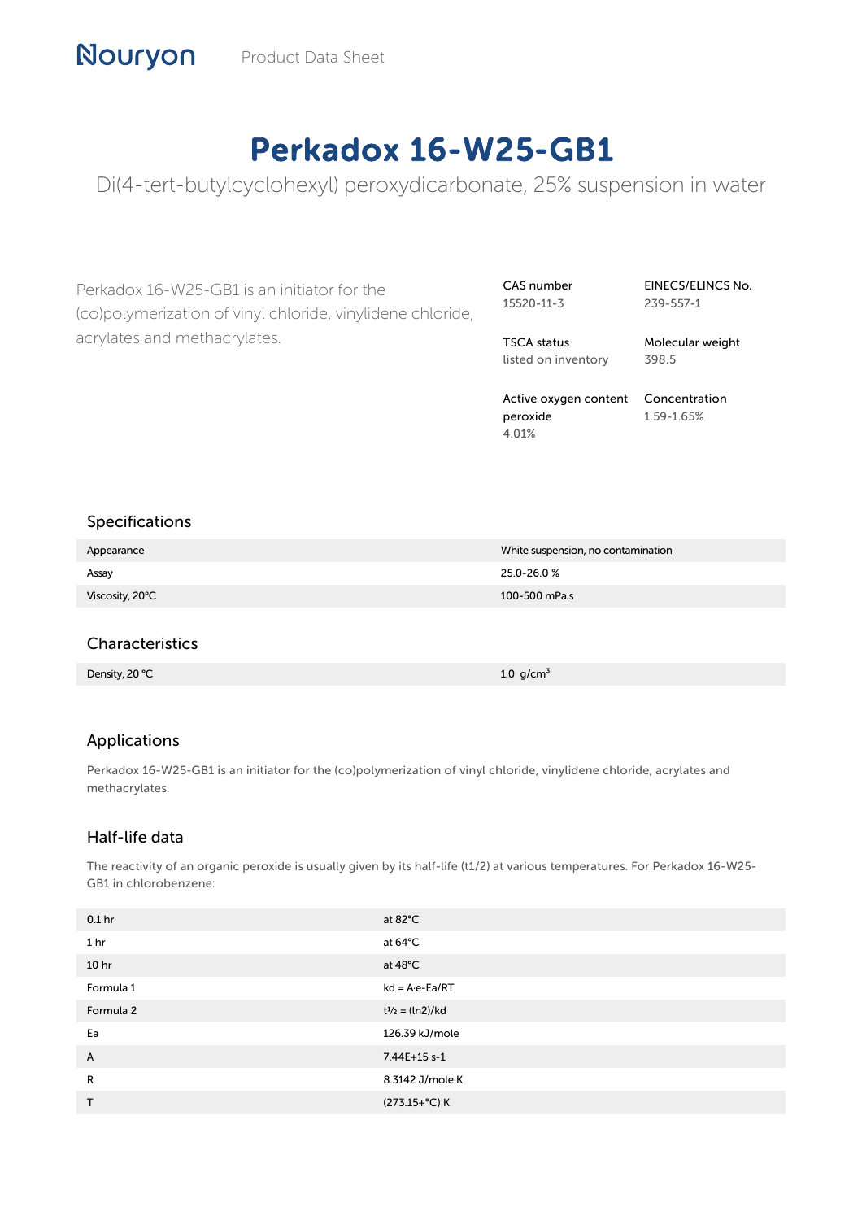Nouryon Product Data Sheet

# Perkadox 16-W25-GB1

Di(4-tert-butylcyclohexyl) peroxydicarbonate, 25% suspension in water

Perkadox 16-W25-GB1 is an initiator for the (co)polymerization of vinyl chloride, vinylidene chloride, acrylates and methacrylates.

| CAS number | EINECS/ELINCS No. |
| --- | --- |
| 15520-11-3 | 239-557-1 |
| **TSCA status** | **Molecular weight** |
| listed on inventory | 398.5 |
| **Active oxygen content peroxide** | **Concentration** |
| 4.01% | 1.59-1.65% |

## Specifications

| | |
| --- | --- |
| Appearance | White suspension, no contamination |
| Assay | 25.0-26.0 % |
| Viscosity, 20°C | 100-500 mPa.s |

## Characteristics

| | |
| --- | --- |
| Density, 20 °C | 1.0 g/cm$^3$ |

## Applications

Perkadox 16-W25-GB1 is an initiator for the (co)polymerization of vinyl chloride, vinylidene chloride, acrylates and methacrylates.

## Half-life data

The reactivity of an organic peroxide is usually given by its half-life (t1/2) at various temperatures. For Perkadox 16-W25-GB1 in chlorobenzene:

| | |
| --- | --- |
| 0.1 hr | at 82°C |
| 1 hr | at 64°C |
| 10 hr | at 48°C |
| Formula 1 | $kd = A \cdot e^{-Ea/RT}$ |
| Formula 2 | $t_{1/2} = (\ln 2)/kd$ |
| Ea | 126.39 kJ/mole |
| A | 7.44E+15 s-1 |
| R | 8.3142 J/mole·K |
| T | (273.15+°C) K |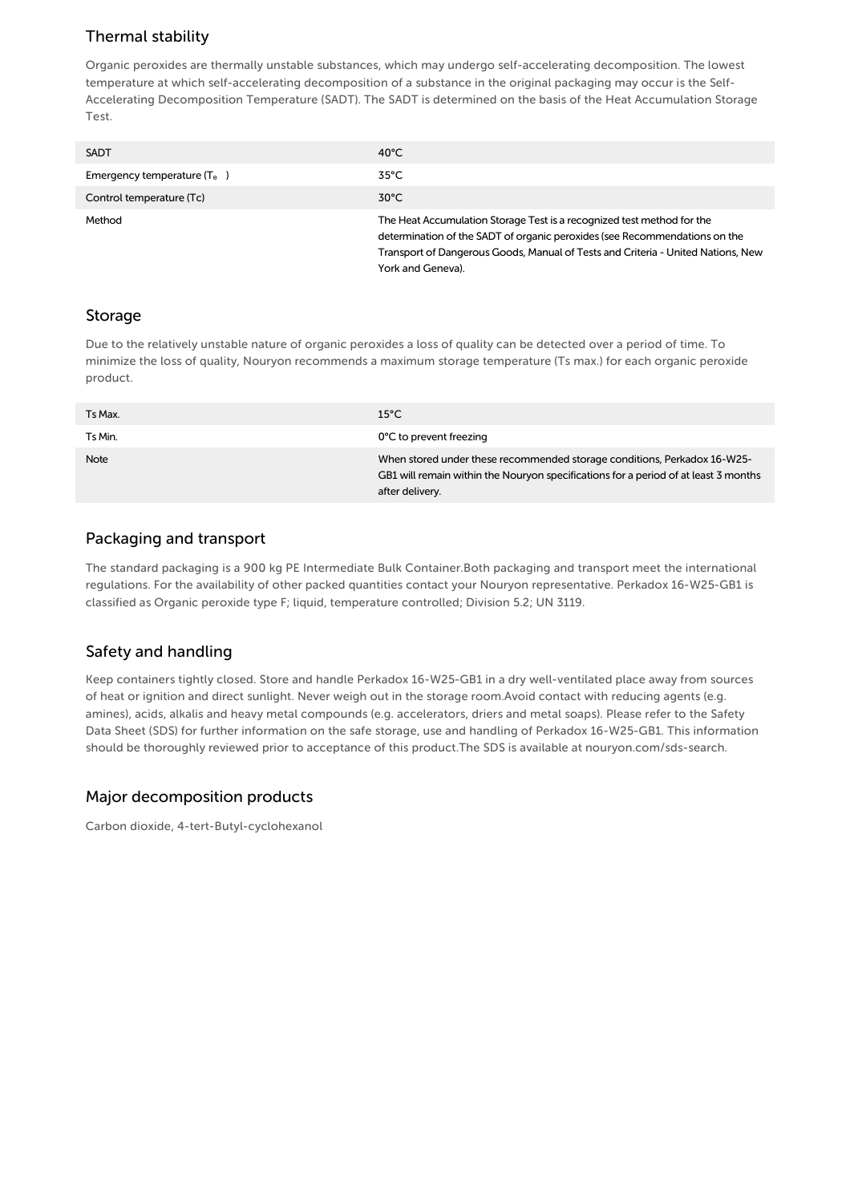## Thermal stability

Organic peroxides are thermally unstable substances, which may undergo self-accelerating decomposition. The lowest temperature at which self-accelerating decomposition of a substance in the original packaging may occur is the Self-Accelerating Decomposition Temperature (SADT). The SADT is determined on the basis of the Heat Accumulation Storage Test.

| | |
|---|---|
| SADT | 40°C |
| Emergency temperature ($T_e$) | 35°C |
| Control temperature (Tc) | 30°C |
| Method | The Heat Accumulation Storage Test is a recognized test method for the determination of the SADT of organic peroxides (see Recommendations on the Transport of Dangerous Goods, Manual of Tests and Criteria - United Nations, New York and Geneva). |

## Storage

Due to the relatively unstable nature of organic peroxides a loss of quality can be detected over a period of time. To minimize the loss of quality, Nouryon recommends a maximum storage temperature (Ts max.) for each organic peroxide product.

| | |
|---|---|
| Ts Max. | 15°C |
| Ts Min. | 0°C to prevent freezing |
| Note | When stored under these recommended storage conditions, Perkadox 16-W25-GB1 will remain within the Nouryon specifications for a period of at least 3 months after delivery. |

## Packaging and transport

The standard packaging is a 900 kg PE Intermediate Bulk Container.Both packaging and transport meet the international regulations. For the availability of other packed quantities contact your Nouryon representative. Perkadox 16-W25-GB1 is classified as Organic peroxide type F; liquid, temperature controlled; Division 5.2; UN 3119.

## Safety and handling

Keep containers tightly closed. Store and handle Perkadox 16-W25-GB1 in a dry well-ventilated place away from sources of heat or ignition and direct sunlight. Never weigh out in the storage room.Avoid contact with reducing agents (e.g. amines), acids, alkalis and heavy metal compounds (e.g. accelerators, driers and metal soaps). Please refer to the Safety Data Sheet (SDS) for further information on the safe storage, use and handling of Perkadox 16-W25-GB1. This information should be thoroughly reviewed prior to acceptance of this product.The SDS is available at nouryon.com/sds-search.

## Major decomposition products

Carbon dioxide, 4-tert-Butyl-cyclohexanol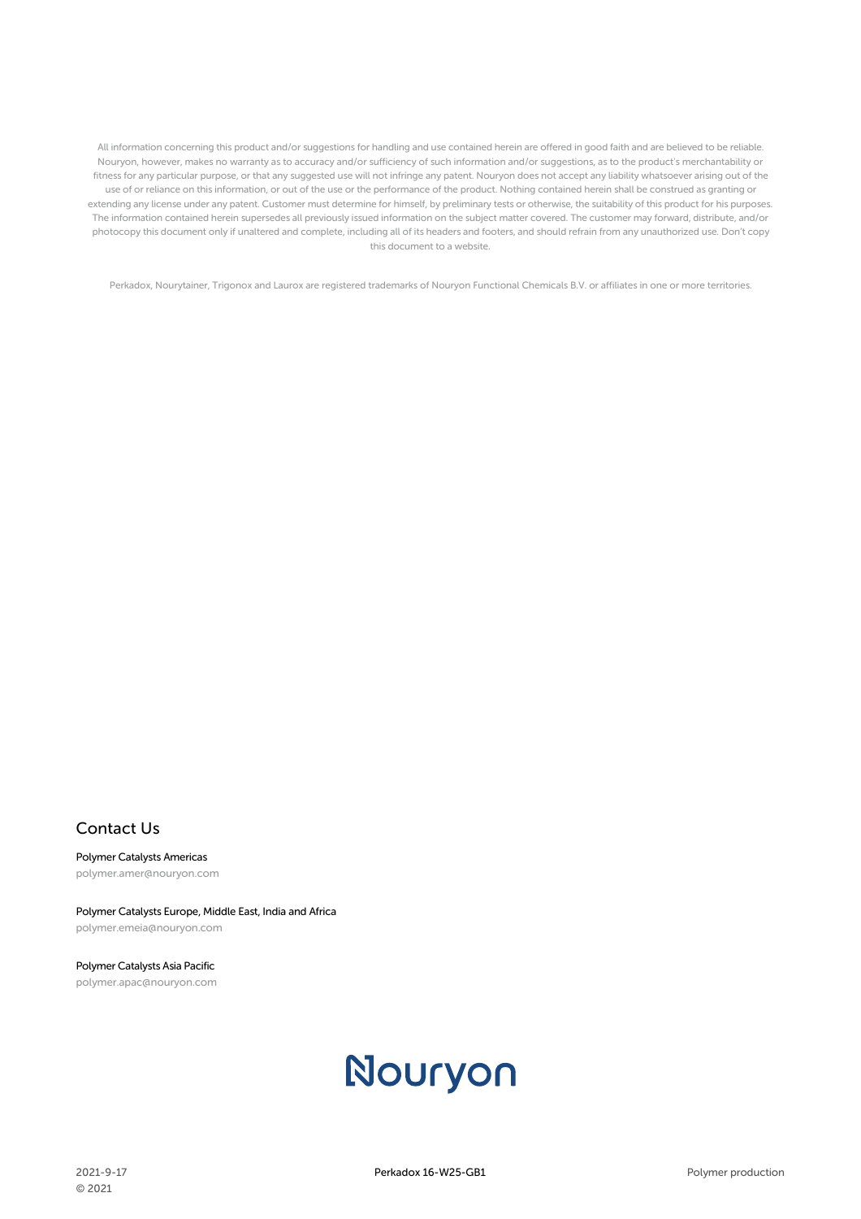All information concerning this product and/or suggestions for handling and use contained herein are offered in good faith and are believed to be reliable. Nouryon, however, makes no warranty as to accuracy and/or sufficiency of such information and/or suggestions, as to the product's merchantability or fitness for any particular purpose, or that any suggested use will not infringe any patent. Nouryon does not accept any liability whatsoever arising out of the use of or reliance on this information, or out of the use or the performance of the product. Nothing contained herein shall be construed as granting or extending any license under any patent. Customer must determine for himself, by preliminary tests or otherwise, the suitability of this product for his purposes. The information contained herein supersedes all previously issued information on the subject matter covered. The customer may forward, distribute, and/or photocopy this document only if unaltered and complete, including all of its headers and footers, and should refrain from any unauthorized use. Don't copy this document to a website.

Perkadox, Nourytainer, Trigonox and Laurox are registered trademarks of Nouryon Functional Chemicals B.V. or affiliates in one or more territories.

## Contact Us

**Polymer Catalysts Americas**
polymer.amer@nouryon.com

**Polymer Catalysts Europe, Middle East, India and Africa**
polymer.emeia@nouryon.com

**Polymer Catalysts Asia Pacific**
polymer.apac@nouryon.com

Nouryon

2021-9-17
© 2021

Perkadox 16-W25-GB1

Polymer production